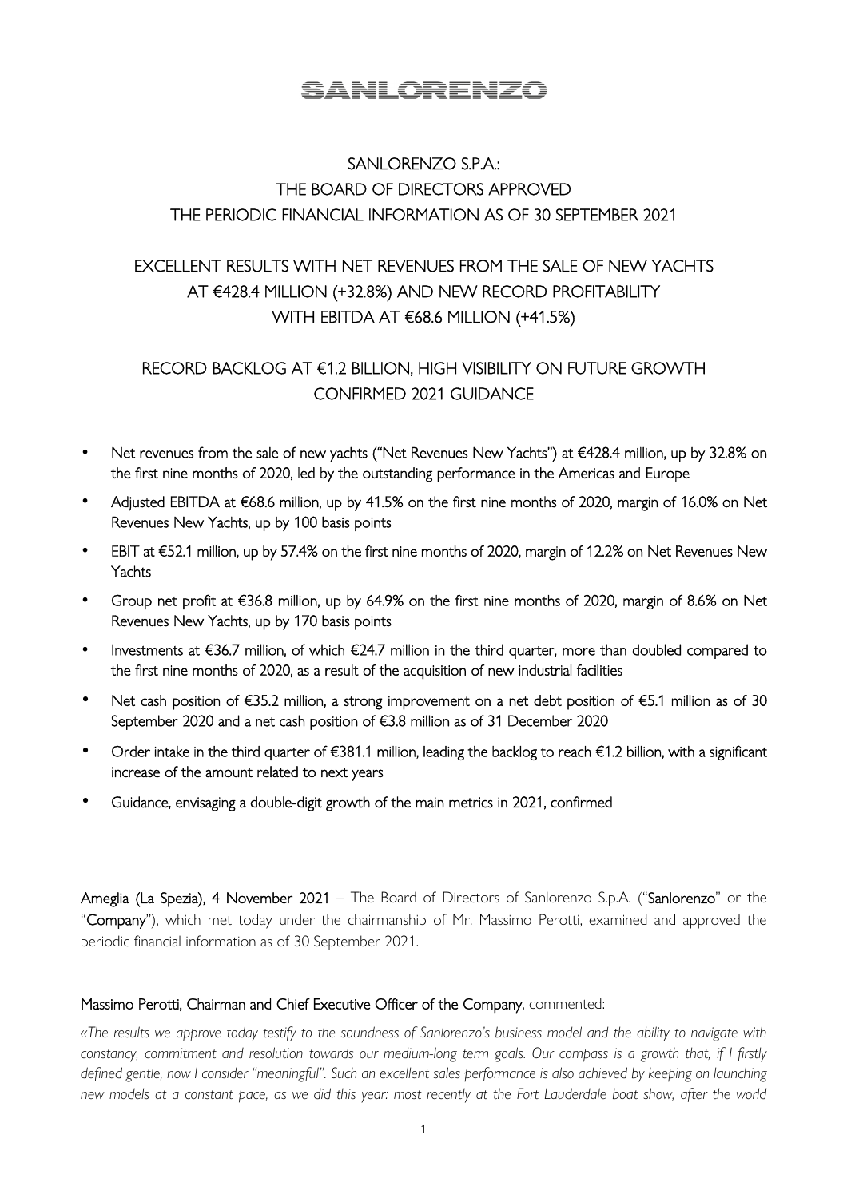# SANLORENZO

## SANLORENZO S.P.A.: THE BOARD OF DIRECTORS APPROVED THE PERIODIC FINANCIAL INFORMATION AS OF 30 SEPTEMBER 2021

## EXCELLENT RESULTS WITH NET REVENUES FROM THE SALE OF NEW YACHTS AT €428.4 MILLION (+32.8%) AND NEW RECORD PROFITABILITY WITH EBITDA AT €68.6 MILLION (+41.5%)

## RECORD BACKLOG AT €1.2 BILLION, HIGH VISIBILITY ON FUTURE GROWTH CONFIRMED 2021 GUIDANCE

- Net revenues from the sale of new yachts ("Net Revenues New Yachts") at €428.4 million, up by 32.8% on the first nine months of 2020, led by the outstanding performance in the Americas and Europe
- Adjusted EBITDA at €68.6 million, up by 41.5% on the first nine months of 2020, margin of 16.0% on Net Revenues New Yachts, up by 100 basis points
- EBIT at €52.1 million, up by 57.4% on the first nine months of 2020, margin of 12.2% on Net Revenues New Yachts
- Group net profit at €36.8 million, up by 64.9% on the first nine months of 2020, margin of 8.6% on Net Revenues New Yachts, up by 170 basis points
- Investments at €36.7 million, of which €24.7 million in the third quarter, more than doubled compared to the first nine months of 2020, as a result of the acquisition of new industrial facilities
- Net cash position of €35.2 million, a strong improvement on a net debt position of €5.1 million as of 30 September 2020 and a net cash position of €3.8 million as of 31 December 2020
- Order intake in the third quarter of €381.1 million, leading the backlog to reach €1.2 billion, with a significant increase of the amount related to next years
- Guidance, envisaging a double-digit growth of the main metrics in 2021, confirmed

**Ameglia (La Spezia), 4 November 2021** – The Board of Directors of Sanlorenzo S.p.A. ("**Sanlorenzo**" or the "**Company**"), which met today under the chairmanship of Mr. Massimo Perotti, examined and approved the periodic financial information as of 30 September 2021.

**Massimo Perotti, Chairman and Chief Executive Officer of the Company**, commented:

*«The results we approve today testify to the soundness of Sanlorenzo's business model and the ability to navigate with constancy, commitment and resolution towards our medium-long term goals. Our compass is a growth that, if I firstly defined gentle, now I consider "meaningful". Such an excellent sales performance is also achieved by keeping on launching new models at a constant pace, as we did this year: most recently at the Fort Lauderdale boat show, after the world*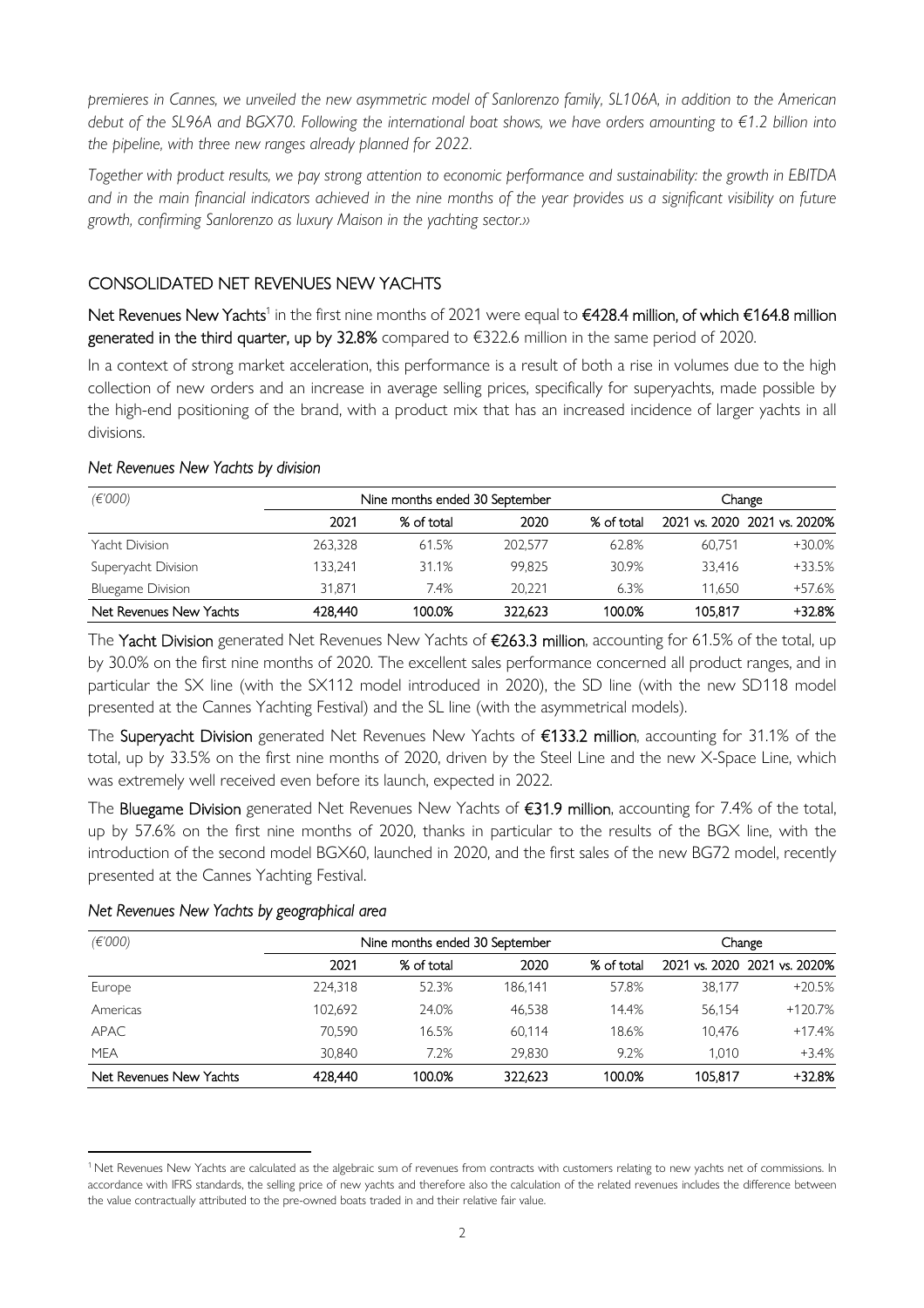*premieres in Cannes, we unveiled the new asymmetric model of Sanlorenzo family, SL106A, in addition to the American debut of the SL96A and BGX70. Following the international boat shows, we have orders amounting to €1.2 billion into the pipeline, with three new ranges already planned for 2022.*

*Together with product results, we pay strong attention to economic performance and sustainability: the growth in EBITDA and in the main financial indicators achieved in the nine months of the year provides us a significant visibility on future growth, confirming Sanlorenzo as luxury Maison in the yachting sector.»*

## CONSOLIDATED NET REVENUES NEW YACHTS

**Net Revenues New Yachts**[1] in the first nine months of 2021 were equal to **€428.4 million, of which €164.8 million generated in the third quarter, up by 32.8%** compared to €322.6 million in the same period of 2020.

In a context of strong market acceleration, this performance is a result of both a rise in volumes due to the high collection of new orders and an increase in average selling prices, specifically for superyachts, made possible by the high-end positioning of the brand, with a product mix that has an increased incidence of larger yachts in all divisions.

*Net Revenues New Yachts by division*

| *(€'000)* | Nine months ended 30 September | | | | Change | |
|---|---|---|---|---|---|---|
| | 2021 | % of total | 2020 | % of total | 2021 vs. 2020 | 2021 vs. 2020% |
| Yacht Division | 263,328 | 61.5% | 202,577 | 62.8% | 60,751 | +30.0% |
| Superyacht Division | 133,241 | 31.1% | 99,825 | 30.9% | 33,416 | +33.5% |
| Bluegame Division | 31,871 | 7.4% | 20,221 | 6.3% | 11,650 | +57.6% |
| **Net Revenues New Yachts** | **428,440** | **100.0%** | **322,623** | **100.0%** | **105,817** | **+32.8%** |

The **Yacht Division** generated Net Revenues New Yachts of **€263.3 million**, accounting for 61.5% of the total, up by 30.0% on the first nine months of 2020. The excellent sales performance concerned all product ranges, and in particular the SX line (with the SX112 model introduced in 2020), the SD line (with the new SD118 model presented at the Cannes Yachting Festival) and the SL line (with the asymmetrical models).

The **Superyacht Division** generated Net Revenues New Yachts of **€133.2 million**, accounting for 31.1% of the total, up by 33.5% on the first nine months of 2020, driven by the Steel Line and the new X-Space Line, which was extremely well received even before its launch, expected in 2022.

The **Bluegame Division** generated Net Revenues New Yachts of **€31.9 million**, accounting for 7.4% of the total, up by 57.6% on the first nine months of 2020, thanks in particular to the results of the BGX line, with the introduction of the second model BGX60, launched in 2020, and the first sales of the new BG72 model, recently presented at the Cannes Yachting Festival.

*Net Revenues New Yachts by geographical area*

| *(€'000)* | Nine months ended 30 September | | | | Change | |
|---|---|---|---|---|---|---|
| | 2021 | % of total | 2020 | % of total | 2021 vs. 2020 | 2021 vs. 2020% |
| Europe | 224,318 | 52.3% | 186,141 | 57.8% | 38,177 | +20.5% |
| Americas | 102,692 | 24.0% | 46,538 | 14.4% | 56,154 | +120.7% |
| APAC | 70,590 | 16.5% | 60,114 | 18.6% | 10,476 | +17.4% |
| MEA | 30,840 | 7.2% | 29,830 | 9.2% | 1,010 | +3.4% |
| **Net Revenues New Yachts** | **428,440** | **100.0%** | **322,623** | **100.0%** | **105,817** | **+32.8%** |

[1] Net Revenues New Yachts are calculated as the algebraic sum of revenues from contracts with customers relating to new yachts net of commissions. In accordance with IFRS standards, the selling price of new yachts and therefore also the calculation of the related revenues includes the difference between the value contractually attributed to the pre-owned boats traded in and their relative fair value.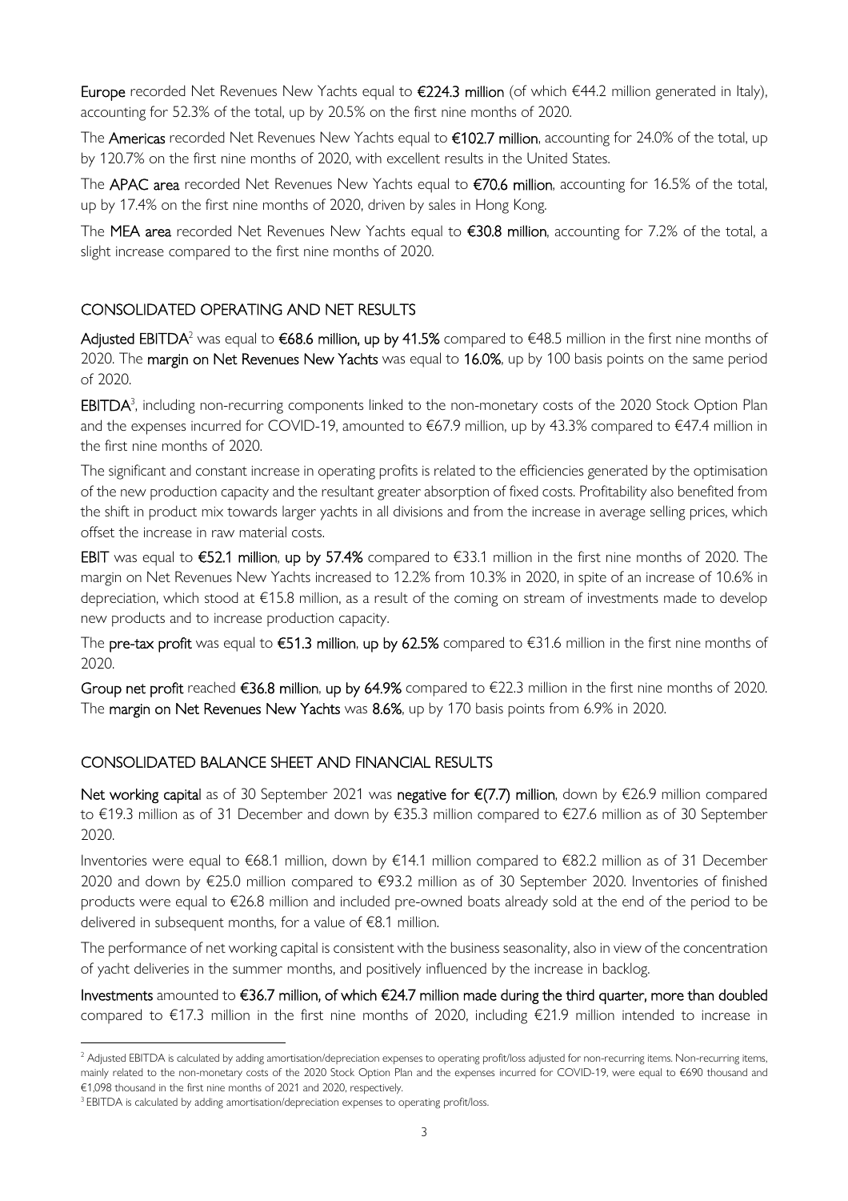**Europe** recorded Net Revenues New Yachts equal to **€224.3 million** (of which €44.2 million generated in Italy), accounting for 52.3% of the total, up by 20.5% on the first nine months of 2020.

The **Americas** recorded Net Revenues New Yachts equal to **€102.7 million**, accounting for 24.0% of the total, up by 120.7% on the first nine months of 2020, with excellent results in the United States.

The **APAC area** recorded Net Revenues New Yachts equal to **€70.6 million**, accounting for 16.5% of the total, up by 17.4% on the first nine months of 2020, driven by sales in Hong Kong.

The **MEA area** recorded Net Revenues New Yachts equal to **€30.8 million**, accounting for 7.2% of the total, a slight increase compared to the first nine months of 2020.

## CONSOLIDATED OPERATING AND NET RESULTS

**Adjusted EBITDA**[2] was equal to **€68.6 million, up by 41.5%** compared to €48.5 million in the first nine months of 2020. The **margin on Net Revenues New Yachts** was equal to **16.0%**, up by 100 basis points on the same period of 2020.

**EBITDA**[3], including non-recurring components linked to the non-monetary costs of the 2020 Stock Option Plan and the expenses incurred for COVID-19, amounted to €67.9 million, up by 43.3% compared to €47.4 million in the first nine months of 2020.

The significant and constant increase in operating profits is related to the efficiencies generated by the optimisation of the new production capacity and the resultant greater absorption of fixed costs. Profitability also benefited from the shift in product mix towards larger yachts in all divisions and from the increase in average selling prices, which offset the increase in raw material costs.

**EBIT** was equal to **€52.1 million**, **up by 57.4%** compared to €33.1 million in the first nine months of 2020. The margin on Net Revenues New Yachts increased to 12.2% from 10.3% in 2020, in spite of an increase of 10.6% in depreciation, which stood at €15.8 million, as a result of the coming on stream of investments made to develop new products and to increase production capacity.

The **pre-tax profit** was equal to **€51.3 million**, **up by 62.5%** compared to €31.6 million in the first nine months of 2020.

**Group net profit** reached **€36.8 million**, **up by 64.9%** compared to €22.3 million in the first nine months of 2020. The **margin on Net Revenues New Yachts** was **8.6%**, up by 170 basis points from 6.9% in 2020.

## CONSOLIDATED BALANCE SHEET AND FINANCIAL RESULTS

**Net working capital** as of 30 September 2021 was **negative for €(7.7) million**, down by €26.9 million compared to €19.3 million as of 31 December and down by €35.3 million compared to €27.6 million as of 30 September 2020.

Inventories were equal to €68.1 million, down by €14.1 million compared to €82.2 million as of 31 December 2020 and down by €25.0 million compared to €93.2 million as of 30 September 2020. Inventories of finished products were equal to €26.8 million and included pre-owned boats already sold at the end of the period to be delivered in subsequent months, for a value of €8.1 million.

The performance of net working capital is consistent with the business seasonality, also in view of the concentration of yacht deliveries in the summer months, and positively influenced by the increase in backlog.

**Investments** amounted to **€36.7 million, of which €24.7 million made during the third quarter, more than doubled** compared to €17.3 million in the first nine months of 2020, including €21.9 million intended to increase in

---

[2] Adjusted EBITDA is calculated by adding amortisation/depreciation expenses to operating profit/loss adjusted for non-recurring items. Non-recurring items, mainly related to the non-monetary costs of the 2020 Stock Option Plan and the expenses incurred for COVID-19, were equal to €690 thousand and €1,098 thousand in the first nine months of 2021 and 2020, respectively.

[3] EBITDA is calculated by adding amortisation/depreciation expenses to operating profit/loss.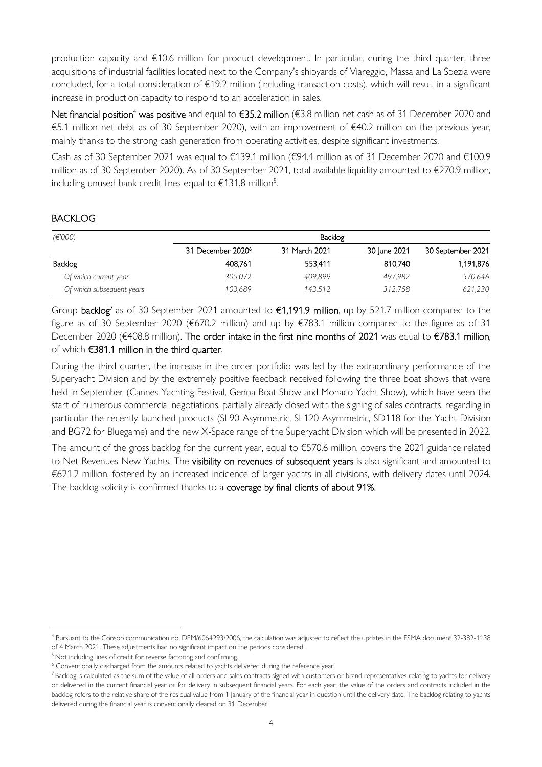production capacity and €10.6 million for product development. In particular, during the third quarter, three acquisitions of industrial facilities located next to the Company's shipyards of Viareggio, Massa and La Spezia were concluded, for a total consideration of €19.2 million (including transaction costs), which will result in a significant increase in production capacity to respond to an acceleration in sales.

**Net financial position**[4] **was positive** and equal to **€35.2 million** (€3.8 million net cash as of 31 December 2020 and €5.1 million net debt as of 30 September 2020), with an improvement of €40.2 million on the previous year, mainly thanks to the strong cash generation from operating activities, despite significant investments.

Cash as of 30 September 2021 was equal to €139.1 million (€94.4 million as of 31 December 2020 and €100.9 million as of 30 September 2020). As of 30 September 2021, total available liquidity amounted to €270.9 million, including unused bank credit lines equal to €131.8 million[5].

## BACKLOG

| *(€'000)* | Backlog | | | |
|---|---|---|---|---|
| | 31 December 2020[6] | 31 March 2021 | 30 June 2021 | 30 September 2021 |
| **Backlog** | 408,761 | 553,411 | 810,740 | 1,191,876 |
| *Of which current year* | *305,072* | *409,899* | *497,982* | *570,646* |
| *Of which subsequent years* | *103,689* | *143,512* | *312,758* | *621,230* |

Group **backlog**[7] as of 30 September 2021 amounted to **€1,191.9 million**, up by 521.7 million compared to the figure as of 30 September 2020 (€670.2 million) and up by €783.1 million compared to the figure as of 31 December 2020 (€408.8 million). **The order intake in the first nine months of 2021** was equal to **€783.1 million**, of which **€381.1 million in the third quarter**.

During the third quarter, the increase in the order portfolio was led by the extraordinary performance of the Superyacht Division and by the extremely positive feedback received following the three boat shows that were held in September (Cannes Yachting Festival, Genoa Boat Show and Monaco Yacht Show), which have seen the start of numerous commercial negotiations, partially already closed with the signing of sales contracts, regarding in particular the recently launched products (SL90 Asymmetric, SL120 Asymmetric, SD118 for the Yacht Division and BG72 for Bluegame) and the new X-Space range of the Superyacht Division which will be presented in 2022.

The amount of the gross backlog for the current year, equal to €570.6 million, covers the 2021 guidance related to Net Revenues New Yachts. The **visibility on revenues of subsequent years** is also significant and amounted to €621.2 million, fostered by an increased incidence of larger yachts in all divisions, with delivery dates until 2024. The backlog solidity is confirmed thanks to a **coverage by final clients of about 91%.**

---

[4] Pursuant to the Consob communication no. DEM/6064293/2006, the calculation was adjusted to reflect the updates in the ESMA document 32-382-1138 of 4 March 2021. These adjustments had no significant impact on the periods considered.

[5] Not including lines of credit for reverse factoring and confirming.

[6] Conventionally discharged from the amounts related to yachts delivered during the reference year.

[7] Backlog is calculated as the sum of the value of all orders and sales contracts signed with customers or brand representatives relating to yachts for delivery or delivered in the current financial year or for delivery in subsequent financial years. For each year, the value of the orders and contracts included in the backlog refers to the relative share of the residual value from 1 January of the financial year in question until the delivery date. The backlog relating to yachts delivered during the financial year is conventionally cleared on 31 December.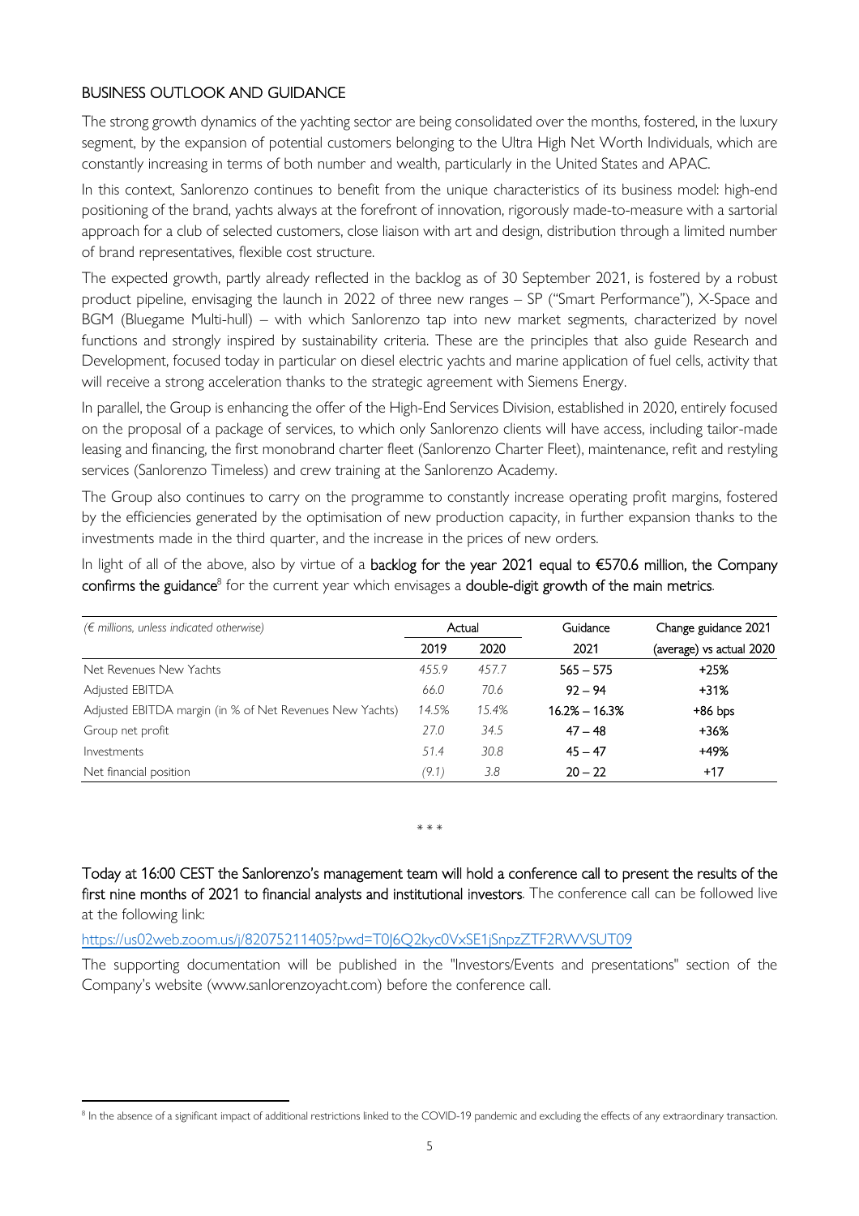## BUSINESS OUTLOOK AND GUIDANCE

The strong growth dynamics of the yachting sector are being consolidated over the months, fostered, in the luxury segment, by the expansion of potential customers belonging to the Ultra High Net Worth Individuals, which are constantly increasing in terms of both number and wealth, particularly in the United States and APAC.

In this context, Sanlorenzo continues to benefit from the unique characteristics of its business model: high-end positioning of the brand, yachts always at the forefront of innovation, rigorously made-to-measure with a sartorial approach for a club of selected customers, close liaison with art and design, distribution through a limited number of brand representatives, flexible cost structure.

The expected growth, partly already reflected in the backlog as of 30 September 2021, is fostered by a robust product pipeline, envisaging the launch in 2022 of three new ranges – SP ("Smart Performance"), X-Space and BGM (Bluegame Multi-hull) – with which Sanlorenzo tap into new market segments, characterized by novel functions and strongly inspired by sustainability criteria. These are the principles that also guide Research and Development, focused today in particular on diesel electric yachts and marine application of fuel cells, activity that will receive a strong acceleration thanks to the strategic agreement with Siemens Energy.

In parallel, the Group is enhancing the offer of the High-End Services Division, established in 2020, entirely focused on the proposal of a package of services, to which only Sanlorenzo clients will have access, including tailor-made leasing and financing, the first monobrand charter fleet (Sanlorenzo Charter Fleet), maintenance, refit and restyling services (Sanlorenzo Timeless) and crew training at the Sanlorenzo Academy.

The Group also continues to carry on the programme to constantly increase operating profit margins, fostered by the efficiencies generated by the optimisation of new production capacity, in further expansion thanks to the investments made in the third quarter, and the increase in the prices of new orders.

In light of all of the above, also by virtue of a **backlog for the year 2021 equal to €570.6 million, the Company confirms the guidance**[8] for the current year which envisages a **double-digit growth of the main metrics**.

| *(€ millions, unless indicated otherwise)* | Actual | | Guidance | Change guidance 2021 |
|---|---|---|---|---|
| | 2019 | 2020 | 2021 | (average) vs actual 2020 |
| Net Revenues New Yachts | *455.9* | *457.7* | **565 – 575** | **+25%** |
| Adjusted EBITDA | *66.0* | *70.6* | **92 – 94** | **+31%** |
| Adjusted EBITDA margin (in % of Net Revenues New Yachts) | *14.5%* | *15.4%* | **16.2% – 16.3%** | **+86 bps** |
| Group net profit | *27.0* | *34.5* | **47 – 48** | **+36%** |
| Investments | *51.4* | *30.8* | **45 – 47** | **+49%** |
| Net financial position | *(9.1)* | *3.8* | **20 – 22** | **+17** |

\* \* \*

**Today at 16:00 CEST the Sanlorenzo's management team will hold a conference call to present the results of the first nine months of 2021 to financial analysts and institutional investors**. The conference call can be followed live at the following link:

https://us02web.zoom.us/j/82075211405?pwd=T0J6Q2kyc0VxSE1jSnpzZTF2RWVSUT09

The supporting documentation will be published in the "Investors/Events and presentations" section of the Company's website (www.sanlorenzoyacht.com) before the conference call.

---

[8] In the absence of a significant impact of additional restrictions linked to the COVID-19 pandemic and excluding the effects of any extraordinary transaction.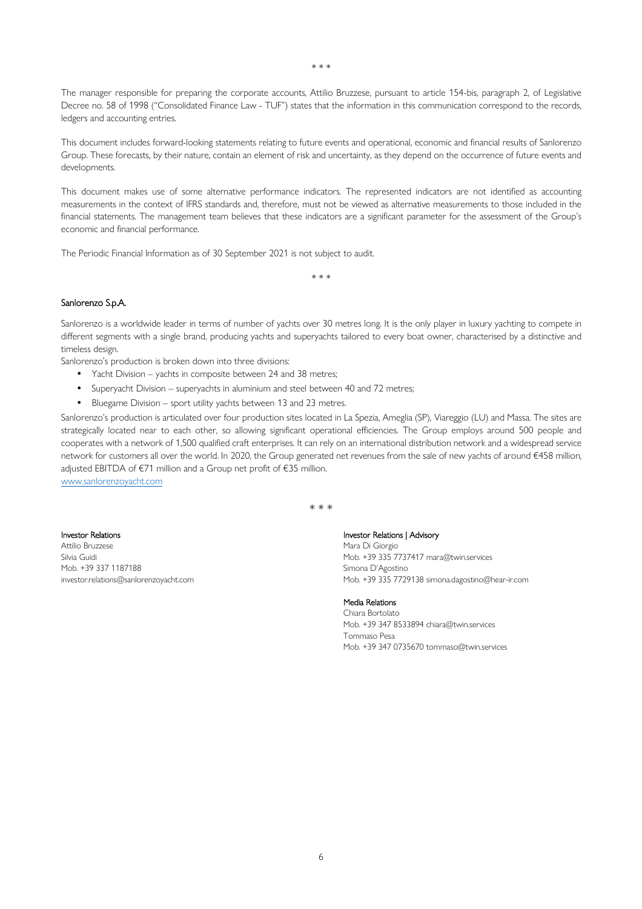\* \* \*

The manager responsible for preparing the corporate accounts, Attilio Bruzzese, pursuant to article 154-bis, paragraph 2, of Legislative Decree no. 58 of 1998 ("Consolidated Finance Law - TUF") states that the information in this communication correspond to the records, ledgers and accounting entries.

This document includes forward-looking statements relating to future events and operational, economic and financial results of Sanlorenzo Group. These forecasts, by their nature, contain an element of risk and uncertainty, as they depend on the occurrence of future events and developments.

This document makes use of some alternative performance indicators. The represented indicators are not identified as accounting measurements in the context of IFRS standards and, therefore, must not be viewed as alternative measurements to those included in the financial statements. The management team believes that these indicators are a significant parameter for the assessment of the Group's economic and financial performance.

The Periodic Financial Information as of 30 September 2021 is not subject to audit.

\* \* \*

**Sanlorenzo S.p.A.**

Sanlorenzo is a worldwide leader in terms of number of yachts over 30 metres long. It is the only player in luxury yachting to compete in different segments with a single brand, producing yachts and superyachts tailored to every boat owner, characterised by a distinctive and timeless design.

Sanlorenzo's production is broken down into three divisions:

- Yacht Division – yachts in composite between 24 and 38 metres;
- Superyacht Division – superyachts in aluminium and steel between 40 and 72 metres;
- Bluegame Division – sport utility yachts between 13 and 23 metres.

Sanlorenzo's production is articulated over four production sites located in La Spezia, Ameglia (SP), Viareggio (LU) and Massa. The sites are strategically located near to each other, so allowing significant operational efficiencies. The Group employs around 500 people and cooperates with a network of 1,500 qualified craft enterprises. It can rely on an international distribution network and a widespread service network for customers all over the world. In 2020, the Group generated net revenues from the sale of new yachts of around €458 million, adjusted EBITDA of €71 million and a Group net profit of €35 million.

www.sanlorenzoyacht.com

\* \* \*

**Investor Relations**
Attilio Bruzzese
Silvia Guidi
Mob. +39 337 1187188
investor.relations@sanlorenzoyacht.com

**Investor Relations | Advisory**
Mara Di Giorgio
Mob. +39 335 7737417 mara@twin.services
Simona D'Agostino
Mob. +39 335 7729138 simona.dagostino@hear-ir.com

**Media Relations**
Chiara Bortolato
Mob. +39 347 8533894 chiara@twin.services
Tommaso Pesa
Mob. +39 347 0735670 tommaso@twin.services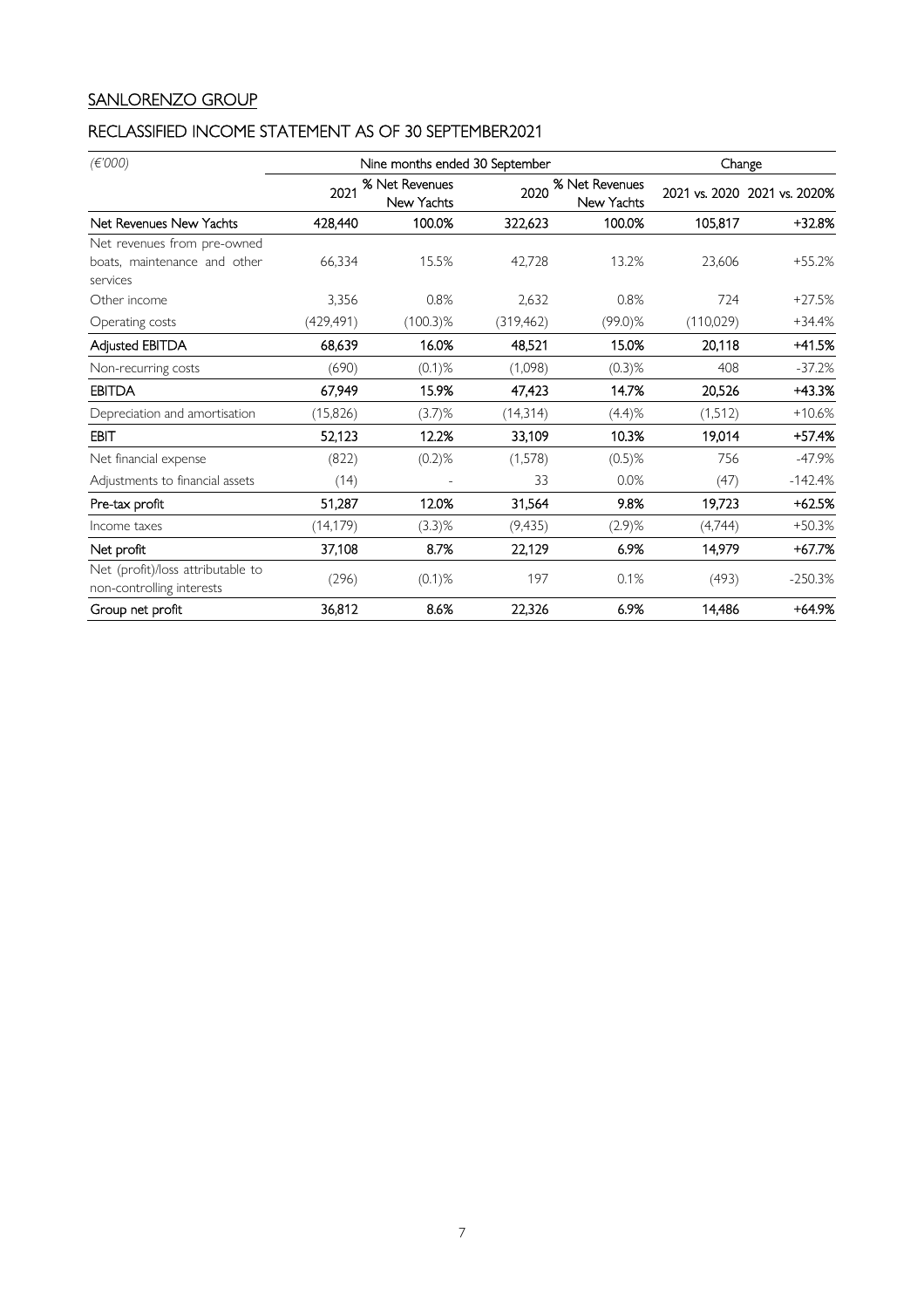## SANLORENZO GROUP

## RECLASSIFIED INCOME STATEMENT AS OF 30 SEPTEMBER2021

| *(€'000)* | Nine months ended 30 September | | | | Change | |
|---|---|---|---|---|---|---|
| | 2021 | % Net Revenues New Yachts | 2020 | % Net Revenues New Yachts | 2021 vs. 2020 | 2021 vs. 2020% |
| Net Revenues New Yachts | 428,440 | 100.0% | 322,623 | 100.0% | 105,817 | +32.8% |
| Net revenues from pre-owned boats, maintenance and other services | 66,334 | 15.5% | 42,728 | 13.2% | 23,606 | +55.2% |
| Other income | 3,356 | 0.8% | 2,632 | 0.8% | 724 | +27.5% |
| Operating costs | (429,491) | (100.3)% | (319,462) | (99.0)% | (110,029) | +34.4% |
| Adjusted EBITDA | 68,639 | 16.0% | 48,521 | 15.0% | 20,118 | +41.5% |
| Non-recurring costs | (690) | (0.1)% | (1,098) | (0.3)% | 408 | -37.2% |
| EBITDA | 67,949 | 15.9% | 47,423 | 14.7% | 20,526 | +43.3% |
| Depreciation and amortisation | (15,826) | (3.7)% | (14,314) | (4.4)% | (1,512) | +10.6% |
| EBIT | 52,123 | 12.2% | 33,109 | 10.3% | 19,014 | +57.4% |
| Net financial expense | (822) | (0.2)% | (1,578) | (0.5)% | 756 | -47.9% |
| Adjustments to financial assets | (14) | - | 33 | 0.0% | (47) | -142.4% |
| Pre-tax profit | 51,287 | 12.0% | 31,564 | 9.8% | 19,723 | +62.5% |
| Income taxes | (14,179) | (3.3)% | (9,435) | (2.9)% | (4,744) | +50.3% |
| Net profit | 37,108 | 8.7% | 22,129 | 6.9% | 14,979 | +67.7% |
| Net (profit)/loss attributable to non-controlling interests | (296) | (0.1)% | 197 | 0.1% | (493) | -250.3% |
| Group net profit | 36,812 | 8.6% | 22,326 | 6.9% | 14,486 | +64.9% |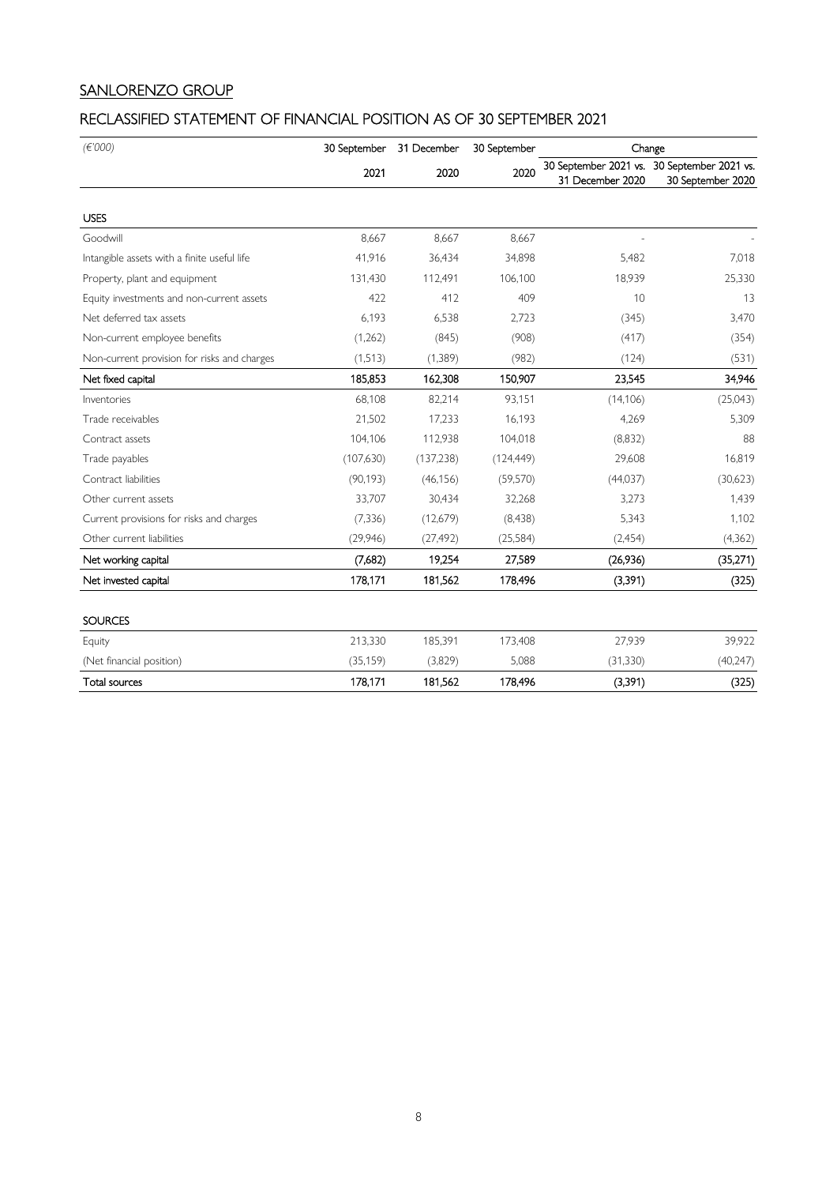SANLORENZO GROUP

## RECLASSIFIED STATEMENT OF FINANCIAL POSITION AS OF 30 SEPTEMBER 2021

| *(€'000)* | 30 September 2021 | 31 December 2020 | 30 September 2020 | Change 30 September 2021 vs. 31 December 2020 | Change 30 September 2021 vs. 30 September 2020 |
|---|---|---|---|---|---|
| USES | | | | | |
| Goodwill | 8,667 | 8,667 | 8,667 | - | - |
| Intangible assets with a finite useful life | 41,916 | 36,434 | 34,898 | 5,482 | 7,018 |
| Property, plant and equipment | 131,430 | 112,491 | 106,100 | 18,939 | 25,330 |
| Equity investments and non-current assets | 422 | 412 | 409 | 10 | 13 |
| Net deferred tax assets | 6,193 | 6,538 | 2,723 | (345) | 3,470 |
| Non-current employee benefits | (1,262) | (845) | (908) | (417) | (354) |
| Non-current provision for risks and charges | (1,513) | (1,389) | (982) | (124) | (531) |
| Net fixed capital | 185,853 | 162,308 | 150,907 | 23,545 | 34,946 |
| Inventories | 68,108 | 82,214 | 93,151 | (14,106) | (25,043) |
| Trade receivables | 21,502 | 17,233 | 16,193 | 4,269 | 5,309 |
| Contract assets | 104,106 | 112,938 | 104,018 | (8,832) | 88 |
| Trade payables | (107,630) | (137,238) | (124,449) | 29,608 | 16,819 |
| Contract liabilities | (90,193) | (46,156) | (59,570) | (44,037) | (30,623) |
| Other current assets | 33,707 | 30,434 | 32,268 | 3,273 | 1,439 |
| Current provisions for risks and charges | (7,336) | (12,679) | (8,438) | 5,343 | 1,102 |
| Other current liabilities | (29,946) | (27,492) | (25,584) | (2,454) | (4,362) |
| Net working capital | (7,682) | 19,254 | 27,589 | (26,936) | (35,271) |
| Net invested capital | 178,171 | 181,562 | 178,496 | (3,391) | (325) |
| SOURCES | | | | | |
| Equity | 213,330 | 185,391 | 173,408 | 27,939 | 39,922 |
| (Net financial position) | (35,159) | (3,829) | 5,088 | (31,330) | (40,247) |
| Total sources | 178,171 | 181,562 | 178,496 | (3,391) | (325) |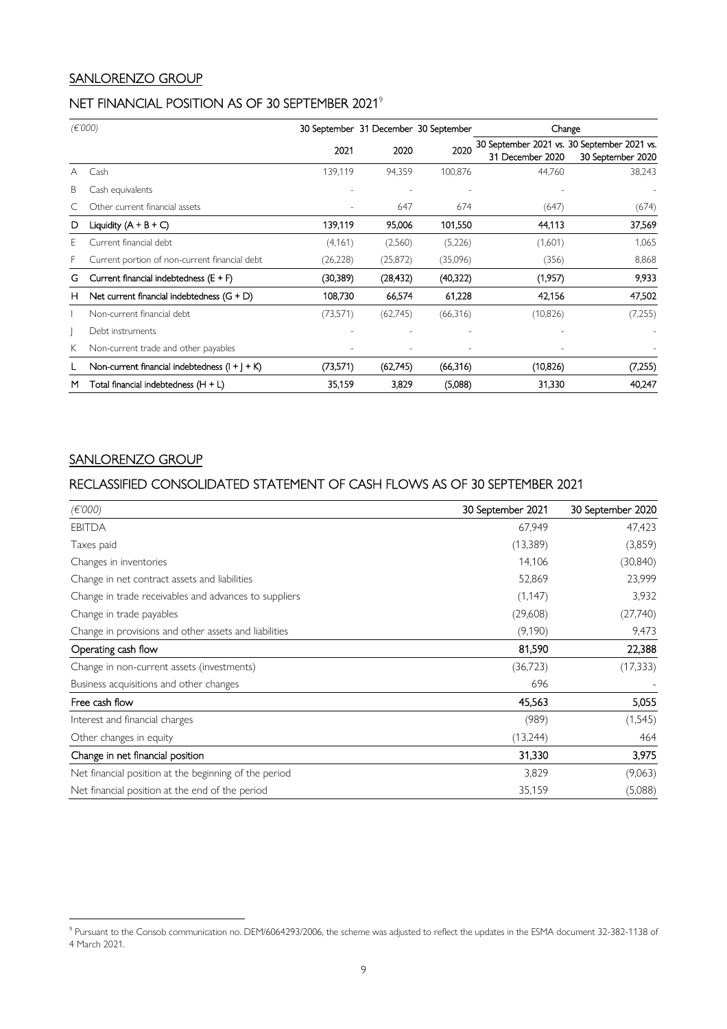## SANLORENZO GROUP

### NET FINANCIAL POSITION AS OF 30 SEPTEMBER 2021[9]

| | (€'000) | 30 September 2021 | 31 December 2020 | 30 September 2020 | Change | |
|---|---|---|---|---|---|---|
| | | | | | 30 September 2021 vs. 31 December 2020 | 30 September 2021 vs. 30 September 2020 |
| A | Cash | 139,119 | 94,359 | 100,876 | 44,760 | 38,243 |
| B | Cash equivalents | - | - | - | - | - |
| C | Other current financial assets | - | 647 | 674 | (647) | (674) |
| **D** | **Liquidity (A + B + C)** | **139,119** | **95,006** | **101,550** | **44,113** | **37,569** |
| E | Current financial debt | (4,161) | (2,560) | (5,226) | (1,601) | 1,065 |
| F | Current portion of non-current financial debt | (26,228) | (25,872) | (35,096) | (356) | 8,868 |
| **G** | **Current financial indebtedness (E + F)** | **(30,389)** | **(28,432)** | **(40,322)** | **(1,957)** | **9,933** |
| **H** | **Net current financial indebtedness (G + D)** | **108,730** | **66,574** | **61,228** | **42,156** | **47,502** |
| I | Non-current financial debt | (73,571) | (62,745) | (66,316) | (10,826) | (7,255) |
| J | Debt instruments | - | - | - | - | - |
| K | Non-current trade and other payables | - | - | - | - | - |
| **L** | **Non-current financial indebtedness (I + J + K)** | **(73,571)** | **(62,745)** | **(66,316)** | **(10,826)** | **(7,255)** |
| **M** | **Total financial indebtedness (H + L)** | **35,159** | **3,829** | **(5,088)** | **31,330** | **40,247** |

## SANLORENZO GROUP

### RECLASSIFIED CONSOLIDATED STATEMENT OF CASH FLOWS AS OF 30 SEPTEMBER 2021

| (€'000) | 30 September 2021 | 30 September 2020 |
|---|---|---|
| EBITDA | 67,949 | 47,423 |
| Taxes paid | (13,389) | (3,859) |
| Changes in inventories | 14,106 | (30,840) |
| Change in net contract assets and liabilities | 52,869 | 23,999 |
| Change in trade receivables and advances to suppliers | (1,147) | 3,932 |
| Change in trade payables | (29,608) | (27,740) |
| Change in provisions and other assets and liabilities | (9,190) | 9,473 |
| **Operating cash flow** | **81,590** | **22,388** |
| Change in non-current assets (investments) | (36,723) | (17,333) |
| Business acquisitions and other changes | 696 | - |
| **Free cash flow** | **45,563** | **5,055** |
| Interest and financial charges | (989) | (1,545) |
| Other changes in equity | (13,244) | 464 |
| **Change in net financial position** | **31,330** | **3,975** |
| Net financial position at the beginning of the period | 3,829 | (9,063) |
| Net financial position at the end of the period | 35,159 | (5,088) |

[9] Pursuant to the Consob communication no. DEM/6064293/2006, the scheme was adjusted to reflect the updates in the ESMA document 32-382-1138 of 4 March 2021.